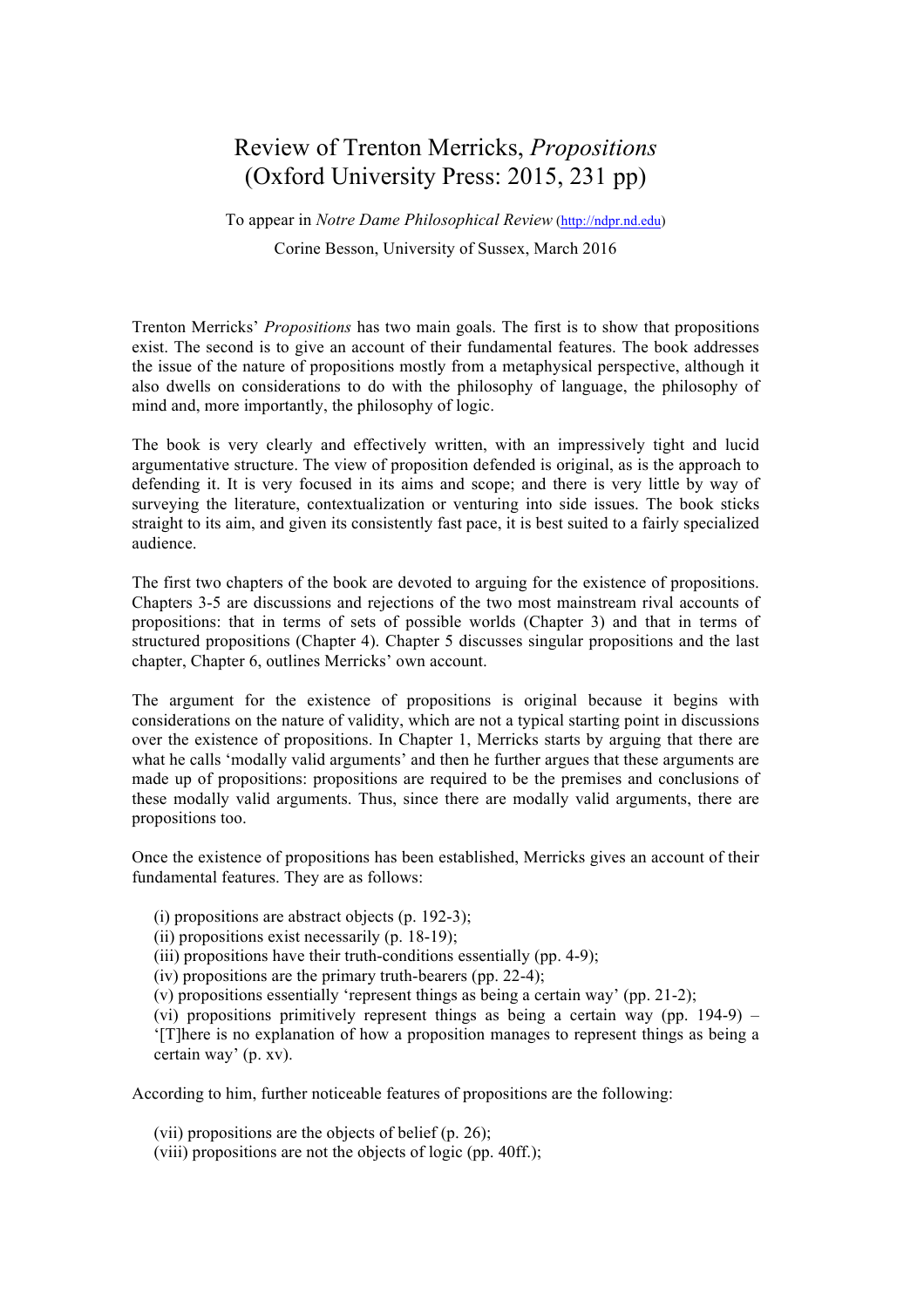# Review of Trenton Merricks, *Propositions* (Oxford University Press: 2015, 231 pp)

To appear in *Notre Dame Philosophical Review* (http://ndpr.nd.edu)

Corine Besson, University of Sussex, March 2016

Trenton Merricks' *Propositions* has two main goals. The first is to show that propositions exist. The second is to give an account of their fundamental features. The book addresses the issue of the nature of propositions mostly from a metaphysical perspective, although it also dwells on considerations to do with the philosophy of language, the philosophy of mind and, more importantly, the philosophy of logic.

The book is very clearly and effectively written, with an impressively tight and lucid argumentative structure. The view of proposition defended is original, as is the approach to defending it. It is very focused in its aims and scope; and there is very little by way of surveying the literature, contextualization or venturing into side issues. The book sticks straight to its aim, and given its consistently fast pace, it is best suited to a fairly specialized audience.

The first two chapters of the book are devoted to arguing for the existence of propositions. Chapters 3-5 are discussions and rejections of the two most mainstream rival accounts of propositions: that in terms of sets of possible worlds (Chapter 3) and that in terms of structured propositions (Chapter 4). Chapter 5 discusses singular propositions and the last chapter, Chapter 6, outlines Merricks' own account.

The argument for the existence of propositions is original because it begins with considerations on the nature of validity, which are not a typical starting point in discussions over the existence of propositions. In Chapter 1, Merricks starts by arguing that there are what he calls 'modally valid arguments' and then he further argues that these arguments are made up of propositions: propositions are required to be the premises and conclusions of these modally valid arguments. Thus, since there are modally valid arguments, there are propositions too.

Once the existence of propositions has been established, Merricks gives an account of their fundamental features. They are as follows:

(i) propositions are abstract objects (p. 192-3);
(ii) propositions exist necessarily (p. 18-19);
(iii) propositions have their truth-conditions essentially (pp. 4-9);
(iv) propositions are the primary truth-bearers (pp. 22-4);
(v) propositions essentially 'represent things as being a certain way' (pp. 21-2);
(vi) propositions primitively represent things as being a certain way (pp. 194-9) – '[T]here is no explanation of how a proposition manages to represent things as being a certain way' (p. xv).

According to him, further noticeable features of propositions are the following:

(vii) propositions are the objects of belief (p. 26);
(viii) propositions are not the objects of logic (pp. 40ff.);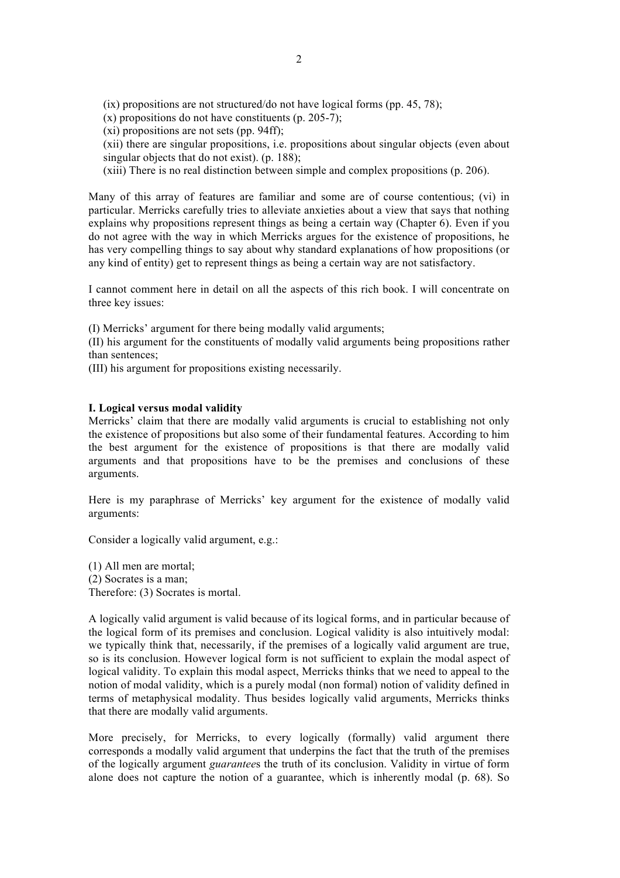(ix) propositions are not structured/do not have logical forms (pp. 45, 78);
(x) propositions do not have constituents (p. 205-7);
(xi) propositions are not sets (pp. 94ff);
(xii) there are singular propositions, i.e. propositions about singular objects (even about singular objects that do not exist). (p. 188);
(xiii) There is no real distinction between simple and complex propositions (p. 206).

Many of this array of features are familiar and some are of course contentious; (vi) in particular. Merricks carefully tries to alleviate anxieties about a view that says that nothing explains why propositions represent things as being a certain way (Chapter 6). Even if you do not agree with the way in which Merricks argues for the existence of propositions, he has very compelling things to say about why standard explanations of how propositions (or any kind of entity) get to represent things as being a certain way are not satisfactory.

I cannot comment here in detail on all the aspects of this rich book. I will concentrate on three key issues:

(I) Merricks' argument for there being modally valid arguments;
(II) his argument for the constituents of modally valid arguments being propositions rather than sentences;
(III) his argument for propositions existing necessarily.

**I. Logical versus modal validity**

Merricks' claim that there are modally valid arguments is crucial to establishing not only the existence of propositions but also some of their fundamental features. According to him the best argument for the existence of propositions is that there are modally valid arguments and that propositions have to be the premises and conclusions of these arguments.

Here is my paraphrase of Merricks' key argument for the existence of modally valid arguments:

Consider a logically valid argument, e.g.:

(1) All men are mortal;
(2) Socrates is a man;
Therefore: (3) Socrates is mortal.

A logically valid argument is valid because of its logical forms, and in particular because of the logical form of its premises and conclusion. Logical validity is also intuitively modal: we typically think that, necessarily, if the premises of a logically valid argument are true, so is its conclusion. However logical form is not sufficient to explain the modal aspect of logical validity. To explain this modal aspect, Merricks thinks that we need to appeal to the notion of modal validity, which is a purely modal (non formal) notion of validity defined in terms of metaphysical modality. Thus besides logically valid arguments, Merricks thinks that there are modally valid arguments.

More precisely, for Merricks, to every logically (formally) valid argument there corresponds a modally valid argument that underpins the fact that the truth of the premises of the logically argument *guarantee*s the truth of its conclusion. Validity in virtue of form alone does not capture the notion of a guarantee, which is inherently modal (p. 68). So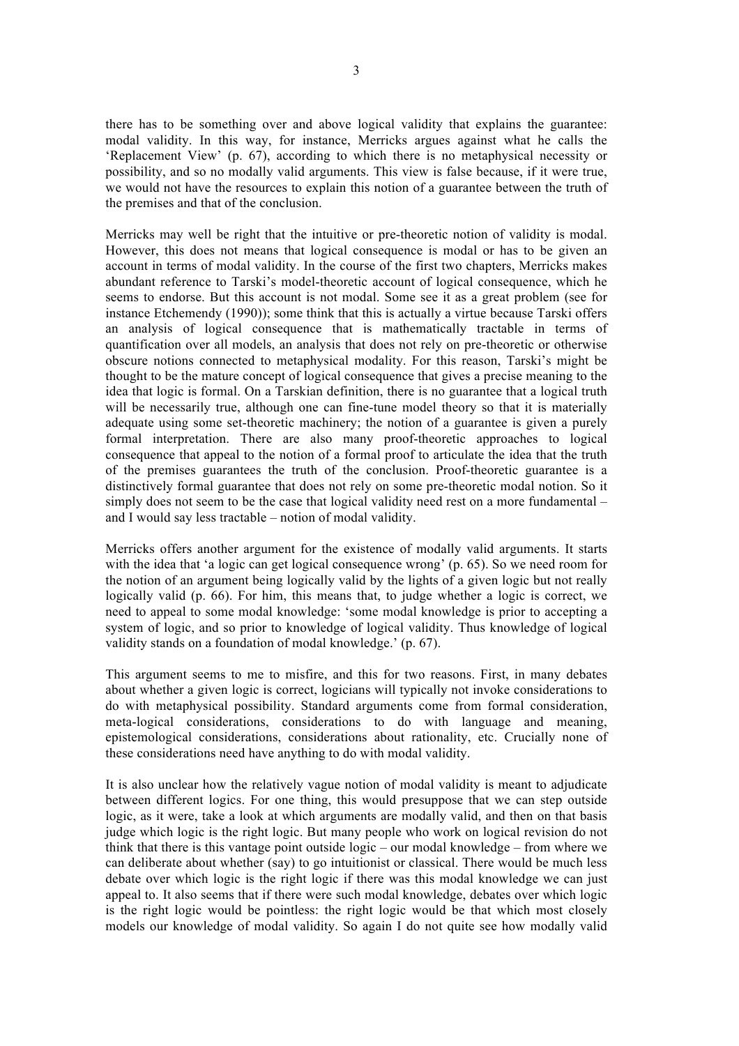there has to be something over and above logical validity that explains the guarantee: modal validity. In this way, for instance, Merricks argues against what he calls the 'Replacement View' (p. 67), according to which there is no metaphysical necessity or possibility, and so no modally valid arguments. This view is false because, if it were true, we would not have the resources to explain this notion of a guarantee between the truth of the premises and that of the conclusion.

Merricks may well be right that the intuitive or pre-theoretic notion of validity is modal. However, this does not means that logical consequence is modal or has to be given an account in terms of modal validity. In the course of the first two chapters, Merricks makes abundant reference to Tarski's model-theoretic account of logical consequence, which he seems to endorse. But this account is not modal. Some see it as a great problem (see for instance Etchemendy (1990)); some think that this is actually a virtue because Tarski offers an analysis of logical consequence that is mathematically tractable in terms of quantification over all models, an analysis that does not rely on pre-theoretic or otherwise obscure notions connected to metaphysical modality. For this reason, Tarski's might be thought to be the mature concept of logical consequence that gives a precise meaning to the idea that logic is formal. On a Tarskian definition, there is no guarantee that a logical truth will be necessarily true, although one can fine-tune model theory so that it is materially adequate using some set-theoretic machinery; the notion of a guarantee is given a purely formal interpretation. There are also many proof-theoretic approaches to logical consequence that appeal to the notion of a formal proof to articulate the idea that the truth of the premises guarantees the truth of the conclusion. Proof-theoretic guarantee is a distinctively formal guarantee that does not rely on some pre-theoretic modal notion. So it simply does not seem to be the case that logical validity need rest on a more fundamental – and I would say less tractable – notion of modal validity.

Merricks offers another argument for the existence of modally valid arguments. It starts with the idea that 'a logic can get logical consequence wrong' (p. 65). So we need room for the notion of an argument being logically valid by the lights of a given logic but not really logically valid (p. 66). For him, this means that, to judge whether a logic is correct, we need to appeal to some modal knowledge: 'some modal knowledge is prior to accepting a system of logic, and so prior to knowledge of logical validity. Thus knowledge of logical validity stands on a foundation of modal knowledge.' (p. 67).

This argument seems to me to misfire, and this for two reasons. First, in many debates about whether a given logic is correct, logicians will typically not invoke considerations to do with metaphysical possibility. Standard arguments come from formal consideration, meta-logical considerations, considerations to do with language and meaning, epistemological considerations, considerations about rationality, etc. Crucially none of these considerations need have anything to do with modal validity.

It is also unclear how the relatively vague notion of modal validity is meant to adjudicate between different logics. For one thing, this would presuppose that we can step outside logic, as it were, take a look at which arguments are modally valid, and then on that basis judge which logic is the right logic. But many people who work on logical revision do not think that there is this vantage point outside logic – our modal knowledge – from where we can deliberate about whether (say) to go intuitionist or classical. There would be much less debate over which logic is the right logic if there was this modal knowledge we can just appeal to. It also seems that if there were such modal knowledge, debates over which logic is the right logic would be pointless: the right logic would be that which most closely models our knowledge of modal validity. So again I do not quite see how modally valid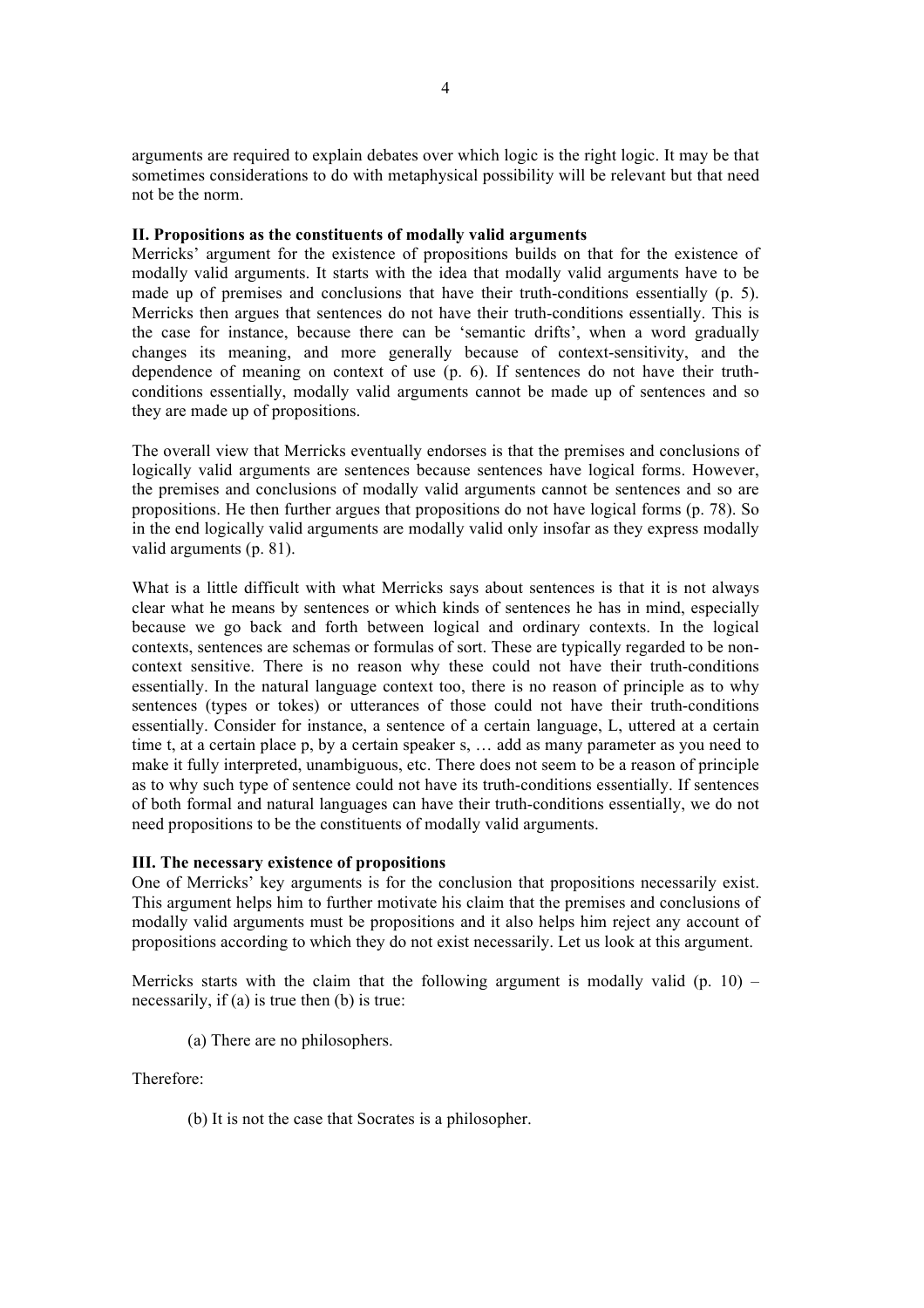arguments are required to explain debates over which logic is the right logic. It may be that sometimes considerations to do with metaphysical possibility will be relevant but that need not be the norm.

**II. Propositions as the constituents of modally valid arguments**

Merricks' argument for the existence of propositions builds on that for the existence of modally valid arguments. It starts with the idea that modally valid arguments have to be made up of premises and conclusions that have their truth-conditions essentially (p. 5). Merricks then argues that sentences do not have their truth-conditions essentially. This is the case for instance, because there can be 'semantic drifts', when a word gradually changes its meaning, and more generally because of context-sensitivity, and the dependence of meaning on context of use (p. 6). If sentences do not have their truth-conditions essentially, modally valid arguments cannot be made up of sentences and so they are made up of propositions.

The overall view that Merricks eventually endorses is that the premises and conclusions of logically valid arguments are sentences because sentences have logical forms. However, the premises and conclusions of modally valid arguments cannot be sentences and so are propositions. He then further argues that propositions do not have logical forms (p. 78). So in the end logically valid arguments are modally valid only insofar as they express modally valid arguments (p. 81).

What is a little difficult with what Merricks says about sentences is that it is not always clear what he means by sentences or which kinds of sentences he has in mind, especially because we go back and forth between logical and ordinary contexts. In the logical contexts, sentences are schemas or formulas of sort. These are typically regarded to be non-context sensitive. There is no reason why these could not have their truth-conditions essentially. In the natural language context too, there is no reason of principle as to why sentences (types or tokes) or utterances of those could not have their truth-conditions essentially. Consider for instance, a sentence of a certain language, L, uttered at a certain time t, at a certain place p, by a certain speaker s, … add as many parameter as you need to make it fully interpreted, unambiguous, etc. There does not seem to be a reason of principle as to why such type of sentence could not have its truth-conditions essentially. If sentences of both formal and natural languages can have their truth-conditions essentially, we do not need propositions to be the constituents of modally valid arguments.

**III. The necessary existence of propositions**

One of Merricks' key arguments is for the conclusion that propositions necessarily exist. This argument helps him to further motivate his claim that the premises and conclusions of modally valid arguments must be propositions and it also helps him reject any account of propositions according to which they do not exist necessarily. Let us look at this argument.

Merricks starts with the claim that the following argument is modally valid (p. 10) – necessarily, if (a) is true then (b) is true:

> (a) There are no philosophers.

Therefore:

> (b) It is not the case that Socrates is a philosopher.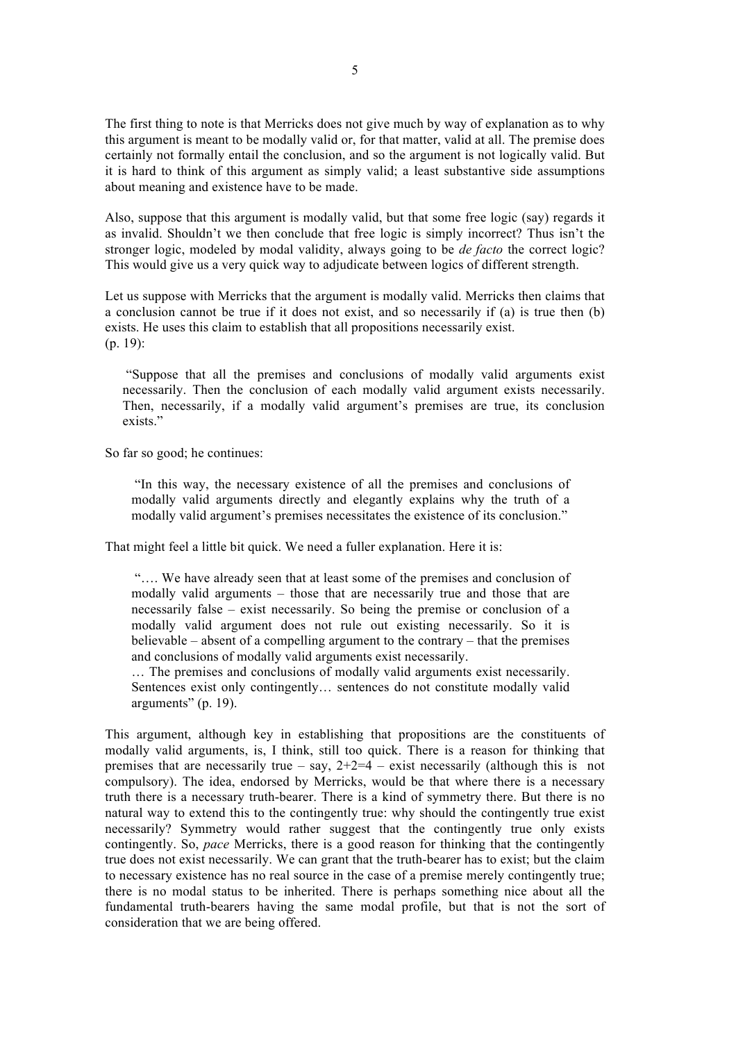The first thing to note is that Merricks does not give much by way of explanation as to why this argument is meant to be modally valid or, for that matter, valid at all. The premise does certainly not formally entail the conclusion, and so the argument is not logically valid. But it is hard to think of this argument as simply valid; a least substantive side assumptions about meaning and existence have to be made.

Also, suppose that this argument is modally valid, but that some free logic (say) regards it as invalid. Shouldn't we then conclude that free logic is simply incorrect? Thus isn't the stronger logic, modeled by modal validity, always going to be *de facto* the correct logic? This would give us a very quick way to adjudicate between logics of different strength.

Let us suppose with Merricks that the argument is modally valid. Merricks then claims that a conclusion cannot be true if it does not exist, and so necessarily if (a) is true then (b) exists. He uses this claim to establish that all propositions necessarily exist.
(p. 19):

> "Suppose that all the premises and conclusions of modally valid arguments exist necessarily. Then the conclusion of each modally valid argument exists necessarily. Then, necessarily, if a modally valid argument's premises are true, its conclusion exists."

So far so good; he continues:

> "In this way, the necessary existence of all the premises and conclusions of modally valid arguments directly and elegantly explains why the truth of a modally valid argument's premises necessitates the existence of its conclusion."

That might feel a little bit quick. We need a fuller explanation. Here it is:

> "…. We have already seen that at least some of the premises and conclusion of modally valid arguments – those that are necessarily true and those that are necessarily false – exist necessarily. So being the premise or conclusion of a modally valid argument does not rule out existing necessarily. So it is believable – absent of a compelling argument to the contrary – that the premises and conclusions of modally valid arguments exist necessarily.
> … The premises and conclusions of modally valid arguments exist necessarily. Sentences exist only contingently… sentences do not constitute modally valid arguments" (p. 19).

This argument, although key in establishing that propositions are the constituents of modally valid arguments, is, I think, still too quick. There is a reason for thinking that premises that are necessarily true – say, 2+2=4 – exist necessarily (although this is not compulsory). The idea, endorsed by Merricks, would be that where there is a necessary truth there is a necessary truth-bearer. There is a kind of symmetry there. But there is no natural way to extend this to the contingently true: why should the contingently true exist necessarily? Symmetry would rather suggest that the contingently true only exists contingently. So, *pace* Merricks, there is a good reason for thinking that the contingently true does not exist necessarily. We can grant that the truth-bearer has to exist; but the claim to necessary existence has no real source in the case of a premise merely contingently true; there is no modal status to be inherited. There is perhaps something nice about all the fundamental truth-bearers having the same modal profile, but that is not the sort of consideration that we are being offered.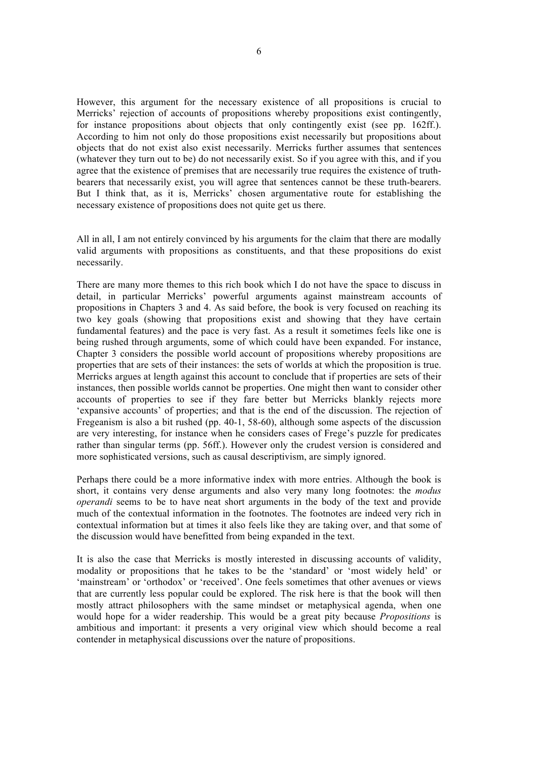However, this argument for the necessary existence of all propositions is crucial to Merricks' rejection of accounts of propositions whereby propositions exist contingently, for instance propositions about objects that only contingently exist (see pp. 162ff.). According to him not only do those propositions exist necessarily but propositions about objects that do not exist also exist necessarily. Merricks further assumes that sentences (whatever they turn out to be) do not necessarily exist. So if you agree with this, and if you agree that the existence of premises that are necessarily true requires the existence of truth-bearers that necessarily exist, you will agree that sentences cannot be these truth-bearers. But I think that, as it is, Merricks' chosen argumentative route for establishing the necessary existence of propositions does not quite get us there.

All in all, I am not entirely convinced by his arguments for the claim that there are modally valid arguments with propositions as constituents, and that these propositions do exist necessarily.

There are many more themes to this rich book which I do not have the space to discuss in detail, in particular Merricks' powerful arguments against mainstream accounts of propositions in Chapters 3 and 4. As said before, the book is very focused on reaching its two key goals (showing that propositions exist and showing that they have certain fundamental features) and the pace is very fast. As a result it sometimes feels like one is being rushed through arguments, some of which could have been expanded. For instance, Chapter 3 considers the possible world account of propositions whereby propositions are properties that are sets of their instances: the sets of worlds at which the proposition is true. Merricks argues at length against this account to conclude that if properties are sets of their instances, then possible worlds cannot be properties. One might then want to consider other accounts of properties to see if they fare better but Merricks blankly rejects more 'expansive accounts' of properties; and that is the end of the discussion. The rejection of Fregeanism is also a bit rushed (pp. 40-1, 58-60), although some aspects of the discussion are very interesting, for instance when he considers cases of Frege's puzzle for predicates rather than singular terms (pp. 56ff.). However only the crudest version is considered and more sophisticated versions, such as causal descriptivism, are simply ignored.

Perhaps there could be a more informative index with more entries. Although the book is short, it contains very dense arguments and also very many long footnotes: the *modus operandi* seems to be to have neat short arguments in the body of the text and provide much of the contextual information in the footnotes. The footnotes are indeed very rich in contextual information but at times it also feels like they are taking over, and that some of the discussion would have benefitted from being expanded in the text.

It is also the case that Merricks is mostly interested in discussing accounts of validity, modality or propositions that he takes to be the 'standard' or 'most widely held' or 'mainstream' or 'orthodox' or 'received'. One feels sometimes that other avenues or views that are currently less popular could be explored. The risk here is that the book will then mostly attract philosophers with the same mindset or metaphysical agenda, when one would hope for a wider readership. This would be a great pity because *Propositions* is ambitious and important: it presents a very original view which should become a real contender in metaphysical discussions over the nature of propositions.